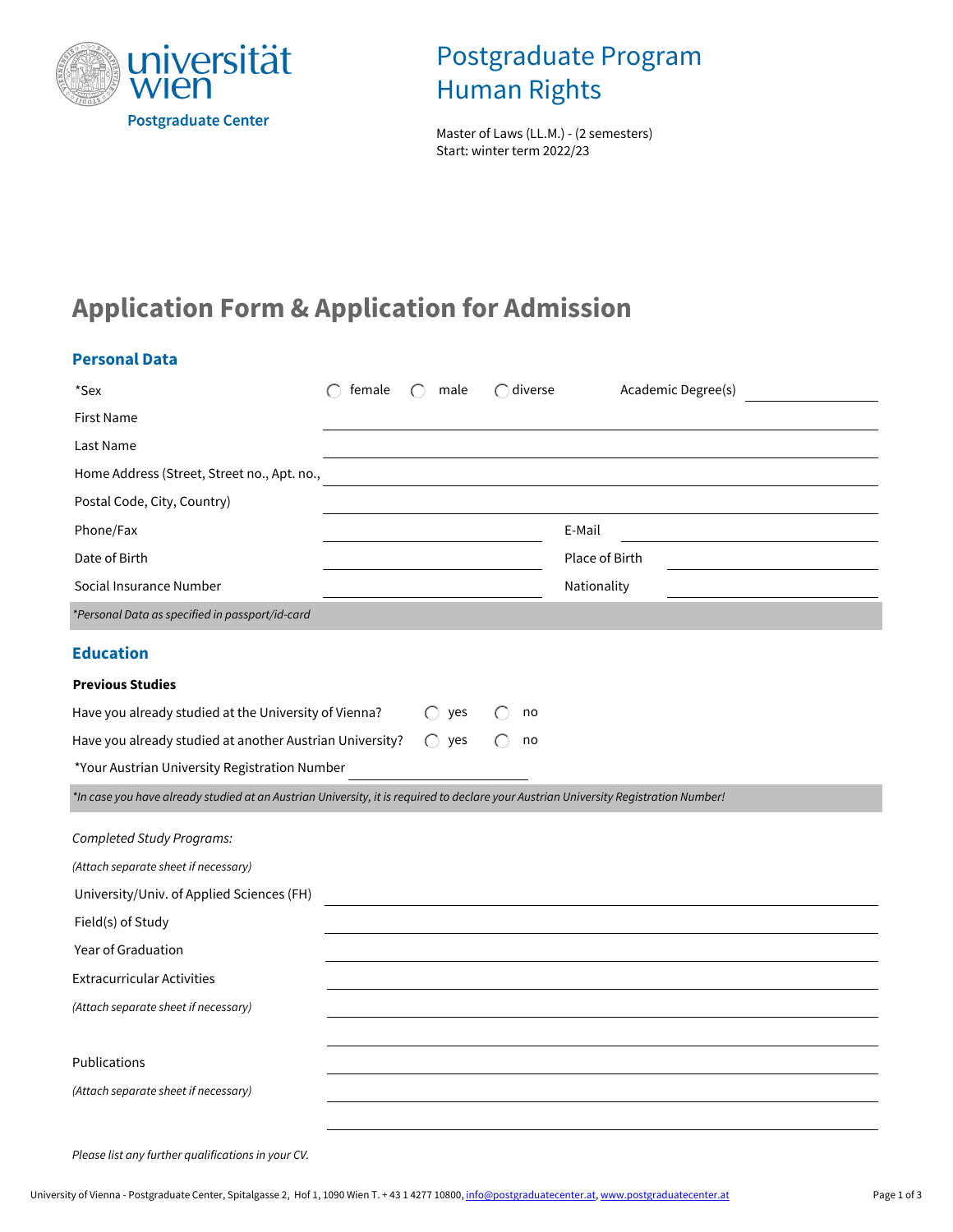universität wien

Postgraduate Center

# Postgraduate Program Human Rights

Master of Laws (LL.M.) - (2 semesters)
Start: winter term 2022/23

# Application Form & Application for Admission

## Personal Data

*Sex ◯ female ◯ male ◯ diverse Academic Degree(s) ____________

First Name ____________

Last Name ____________

Home Address (Street, Street no., Apt. no., ____________

Postal Code, City, Country) ____________

Phone/Fax ____________ E-Mail ____________

Date of Birth ____________ Place of Birth ____________

Social Insurance Number ____________ Nationality ____________

*\*Personal Data as specified in passport/id-card*

## Education

**Previous Studies**

Have you already studied at the University of Vienna? ◯ yes ◯ no

Have you already studied at another Austrian University? ◯ yes ◯ no

*Your Austrian University Registration Number ____________

*\*In case you have already studied at an Austrian University, it is required to declare your Austrian University Registration Number!*

*Completed Study Programs:*

*(Attach separate sheet if necessary)*

University/Univ. of Applied Sciences (FH) ____________

Field(s) of Study ____________

Year of Graduation ____________

Extracurricular Activities ____________

*(Attach separate sheet if necessary)* ____________

____________

Publications ____________

*(Attach separate sheet if necessary)* ____________

____________

*Please list any further qualifications in your CV.*

University of Vienna - Postgraduate Center, Spitalgasse 2, Hof 1, 1090 Wien T. + 43 1 4277 10800, info@postgraduatecenter.at, www.postgraduatecenter.at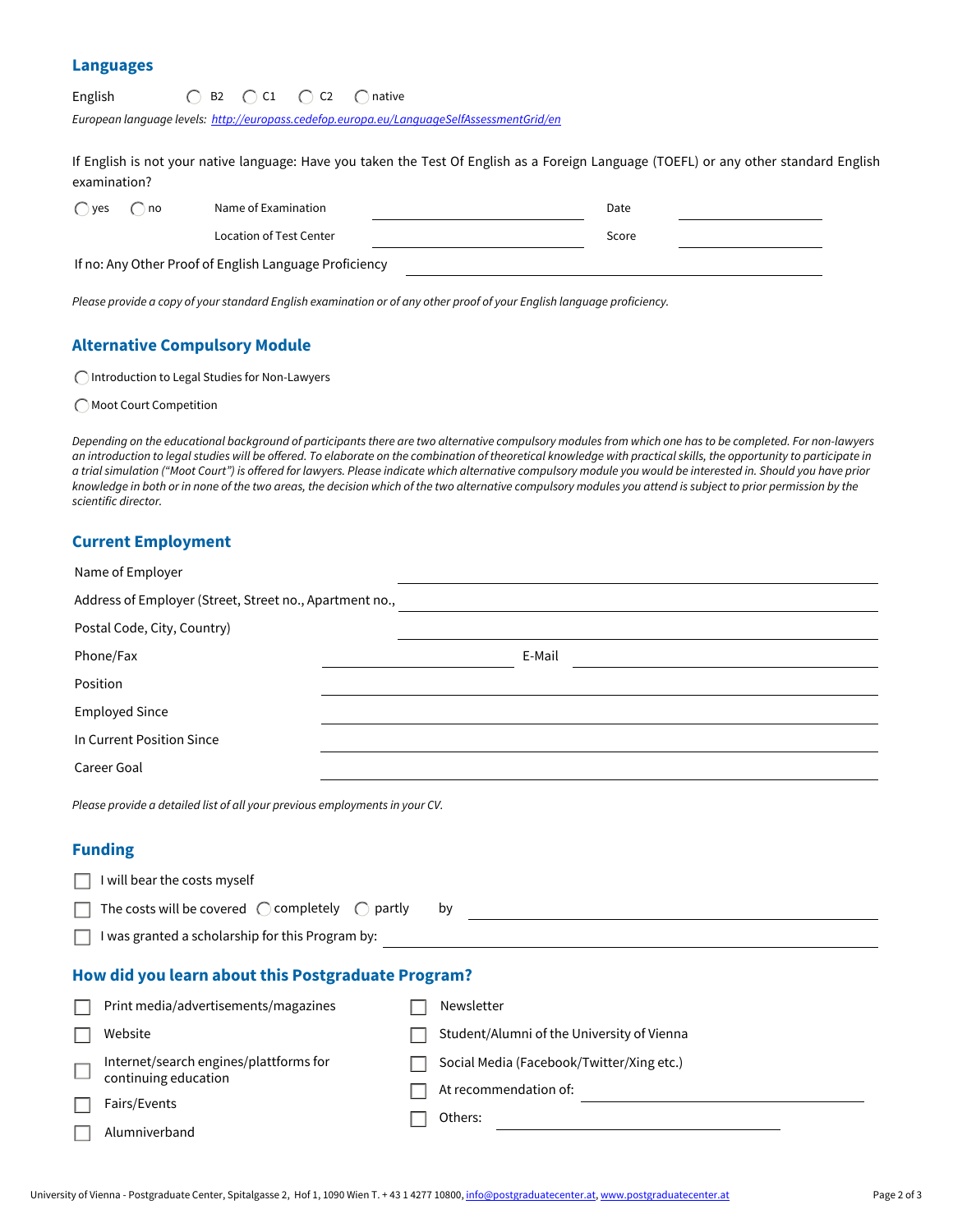## Languages

English ◯ B2 ◯ C1 ◯ C2 ◯ native

*European language levels: http://europass.cedefop.europa.eu/LanguageSelfAssessmentGrid/en*

If English is not your native language: Have you taken the Test Of English as a Foreign Language (TOEFL) or any other standard English examination?

◯ yes ◯ no  Name of Examination ____________________ Date ____________

Location of Test Center ____________________ Score ____________

If no: Any Other Proof of English Language Proficiency ____________________

*Please provide a copy of your standard English examination or of any other proof of your English language proficiency.*

## Alternative Compulsory Module

◯ Introduction to Legal Studies for Non-Lawyers

◯ Moot Court Competition

*Depending on the educational background of participants there are two alternative compulsory modules from which one has to be completed. For non-lawyers an introduction to legal studies will be offered. To elaborate on the combination of theoretical knowledge with practical skills, the opportunity to participate in a trial simulation ("Moot Court") is offered for lawyers. Please indicate which alternative compulsory module you would be interested in. Should you have prior knowledge in both or in none of the two areas, the decision which of the two alternative compulsory modules you attend is subject to prior permission by the scientific director.*

## Current Employment

Name of Employer ____________________

Address of Employer (Street, Street no., Apartment no., ____________________

Postal Code, City, Country) ____________________

Phone/Fax ____________________ E-Mail ____________________

Position ____________________

Employed Since ____________________

In Current Position Since ____________________

Career Goal ____________________

*Please provide a detailed list of all your previous employments in your CV.*

## Funding

☐ I will bear the costs myself

☐ The costs will be covered ◯ completely ◯ partly by ____________________

☐ I was granted a scholarship for this Program by: ____________________

## How did you learn about this Postgraduate Program?

☐ Print media/advertisements/magazines

☐ Website

☐ Internet/search engines/plattforms for continuing education

☐ Fairs/Events

☐ Alumniverband

☐ Newsletter

☐ Student/Alumni of the University of Vienna

☐ Social Media (Facebook/Twitter/Xing etc.)

☐ At recommendation of: ____________________

☐ Others: ____________________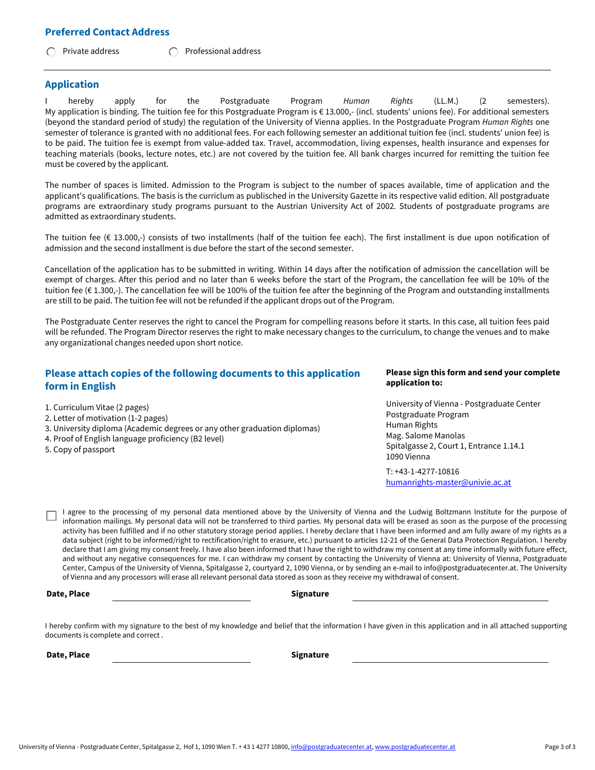## Preferred Contact Address

◯ Private address ◯ Professional address

## Application

I hereby apply for the Postgraduate Program *Human Rights* (LL.M.) (2 semesters). My application is binding. The tuition fee for this Postgraduate Program is € 13.000,- (incl. students' unions fee). For additional semesters (beyond the standard period of study) the regulation of the University of Vienna applies. In the Postgraduate Program *Human Rights* one semester of tolerance is granted with no additional fees. For each following semester an additional tuition fee (incl. students' union fee) is to be paid. The tuition fee is exempt from value-added tax. Travel, accommodation, living expenses, health insurance and expenses for teaching materials (books, lecture notes, etc.) are not covered by the tuition fee. All bank charges incurred for remitting the tuition fee must be covered by the applicant.

The number of spaces is limited. Admission to the Program is subject to the number of spaces available, time of application and the applicant's qualifications. The basis is the curriculum as publisched in the University Gazette in its respective valid edition. All postgraduate programs are extraordinary study programs pursuant to the Austrian University Act of 2002. Students of postgraduate programs are admitted as extraordinary students.

The tuition fee (€ 13.000,-) consists of two installments (half of the tuition fee each). The first installment is due upon notification of admission and the second installment is due before the start of the second semester.

Cancellation of the application has to be submitted in writing. Within 14 days after the notification of admission the cancellation will be exempt of charges. After this period and no later than 6 weeks before the start of the Program, the cancellation fee will be 10% of the tuition fee (€ 1.300,-). The cancellation fee will be 100% of the tuition fee after the beginning of the Program and outstanding installments are still to be paid. The tuition fee will not be refunded if the applicant drops out of the Program.

The Postgraduate Center reserves the right to cancel the Program for compelling reasons before it starts. In this case, all tuition fees paid will be refunded. The Program Director reserves the right to make necessary changes to the curriculum, to change the venues and to make any organizational changes needed upon short notice.

## Please attach copies of the following documents to this application form in English

1. Curriculum Vitae (2 pages)
2. Letter of motivation (1-2 pages)
3. University diploma (Academic degrees or any other graduation diplomas)
4. Proof of English language proficiency (B2 level)
5. Copy of passport

**Please sign this form and send your complete application to:**

University of Vienna - Postgraduate Center
Postgraduate Program
Human Rights
Mag. Salome Manolas
Spitalgasse 2, Court 1, Entrance 1.14.1
1090 Vienna

T: +43-1-4277-10816
humanrights-master@univie.ac.at

☐ I agree to the processing of my personal data mentioned above by the University of Vienna and the Ludwig Boltzmann Institute for the purpose of information mailings. My personal data will not be transferred to third parties. My personal data will be erased as soon as the purpose of the processing activity has been fulfilled and if no other statutory storage period applies. I hereby declare that I have been informed and am fully aware of my rights as a data subject (right to be informed/right to rectification/right to erasure, etc.) pursuant to articles 12-21 of the General Data Protection Regulation. I hereby declare that I am giving my consent freely. I have also been informed that I have the right to withdraw my consent at any time informally with future effect, and without any negative consequences for me. I can withdraw my consent by contacting the University of Vienna at: University of Vienna, Postgraduate Center, Campus of the University of Vienna, Spitalgasse 2, courtyard 2, 1090 Vienna, or by sending an e-mail to info@postgraduatecenter.at. The University of Vienna and any processors will erase all relevant personal data stored as soon as they receive my withdrawal of consent.

**Date, Place** ______________________ **Signature** ______________________

I hereby confirm with my signature to the best of my knowledge and belief that the information I have given in this application and in all attached supporting documents is complete and correct .

**Date, Place** ______________________ **Signature** ______________________

University of Vienna - Postgraduate Center, Spitalgasse 2, Hof 1, 1090 Wien T. + 43 1 4277 10800, info@postgraduatecenter.at, www.postgraduatecenter.at